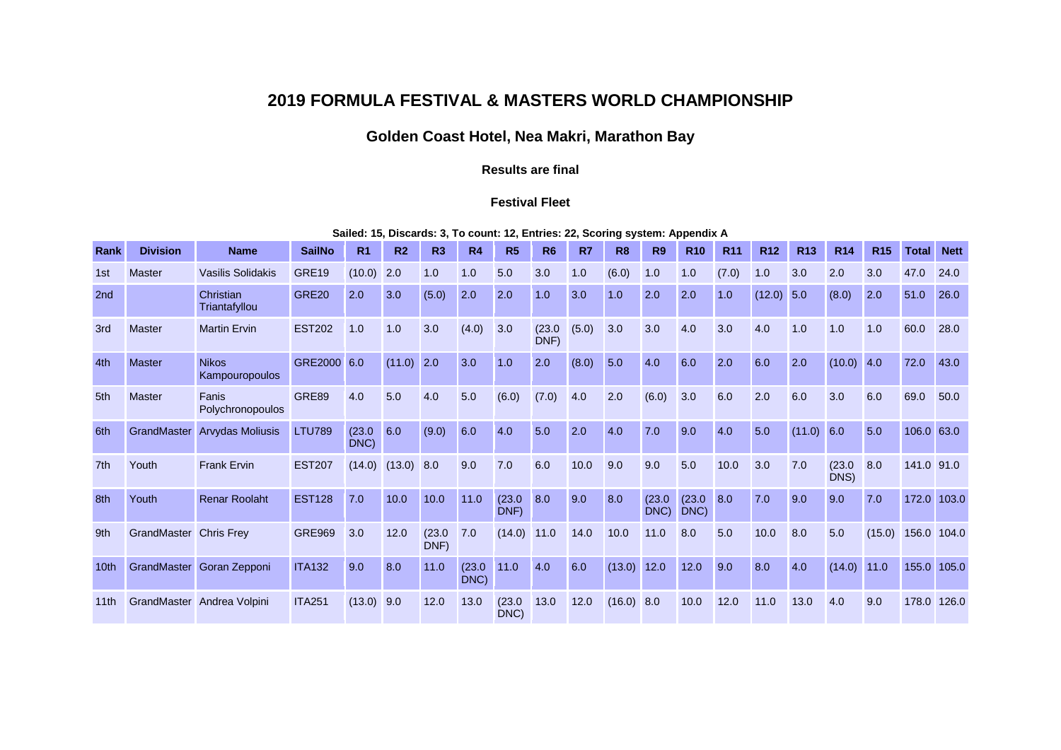# 2019 FORMULA FESTIVAL & MASTERS WORLD CHAMPIONSHIP

## Golden Coast Hotel, Nea Makri, Marathon Bay

**Results are final**

**Festival Fleet**

**Sailed: 15, Discards: 3, To count: 12, Entries: 22, Scoring system: Appendix A**

| Rank | Division | Name | SailNo | R1 | R2 | R3 | R4 | R5 | R6 | R7 | R8 | R9 | R10 | R11 | R12 | R13 | R14 | R15 | Total | Nett |
|---|---|---|---|---|---|---|---|---|---|---|---|---|---|---|---|---|---|---|---|---|
| 1st | Master | Vasilis Solidakis | GRE19 | (10.0) | 2.0 | 1.0 | 1.0 | 5.0 | 3.0 | 1.0 | (6.0) | 1.0 | 1.0 | (7.0) | 1.0 | 3.0 | 2.0 | 3.0 | 47.0 | 24.0 |
| 2nd | | Christian Triantafyllou | GRE20 | 2.0 | 3.0 | (5.0) | 2.0 | 2.0 | 1.0 | 3.0 | 1.0 | 2.0 | 2.0 | 1.0 | (12.0) | 5.0 | (8.0) | 2.0 | 51.0 | 26.0 |
| 3rd | Master | Martin Ervin | EST202 | 1.0 | 1.0 | 3.0 | (4.0) | 3.0 | (23.0 DNF) | (5.0) | 3.0 | 3.0 | 4.0 | 3.0 | 4.0 | 1.0 | 1.0 | 1.0 | 60.0 | 28.0 |
| 4th | Master | Nikos Kampouropoulos | GRE2000 | 6.0 | (11.0) | 2.0 | 3.0 | 1.0 | 2.0 | (8.0) | 5.0 | 4.0 | 6.0 | 2.0 | 6.0 | 2.0 | (10.0) | 4.0 | 72.0 | 43.0 |
| 5th | Master | Fanis Polychronopoulos | GRE89 | 4.0 | 5.0 | 4.0 | 5.0 | (6.0) | (7.0) | 4.0 | 2.0 | (6.0) | 3.0 | 6.0 | 2.0 | 6.0 | 3.0 | 6.0 | 69.0 | 50.0 |
| 6th | GrandMaster | Arvydas Moliusis | LTU789 | (23.0 DNC) | 6.0 | (9.0) | 6.0 | 4.0 | 5.0 | 2.0 | 4.0 | 7.0 | 9.0 | 4.0 | 5.0 | (11.0) | 6.0 | 5.0 | 106.0 | 63.0 |
| 7th | Youth | Frank Ervin | EST207 | (14.0) | (13.0) | 8.0 | 9.0 | 7.0 | 6.0 | 10.0 | 9.0 | 9.0 | 5.0 | 10.0 | 3.0 | 7.0 | (23.0 DNS) | 8.0 | 141.0 | 91.0 |
| 8th | Youth | Renar Roolaht | EST128 | 7.0 | 10.0 | 10.0 | 11.0 | (23.0 DNF) | 8.0 | 9.0 | 8.0 | (23.0 DNC) | (23.0 DNC) | 8.0 | 7.0 | 9.0 | 9.0 | 7.0 | 172.0 | 103.0 |
| 9th | GrandMaster | Chris Frey | GRE969 | 3.0 | 12.0 | (23.0 DNF) | 7.0 | (14.0) | 11.0 | 14.0 | 10.0 | 11.0 | 8.0 | 5.0 | 10.0 | 8.0 | 5.0 | (15.0) | 156.0 | 104.0 |
| 10th | GrandMaster | Goran Zepponi | ITA132 | 9.0 | 8.0 | 11.0 | (23.0 DNC) | 11.0 | 4.0 | 6.0 | (13.0) | 12.0 | 12.0 | 9.0 | 8.0 | 4.0 | (14.0) | 11.0 | 155.0 | 105.0 |
| 11th | GrandMaster | Andrea Volpini | ITA251 | (13.0) | 9.0 | 12.0 | 13.0 | (23.0 DNC) | 13.0 | 12.0 | (16.0) | 8.0 | 10.0 | 12.0 | 11.0 | 13.0 | 4.0 | 9.0 | 178.0 | 126.0 |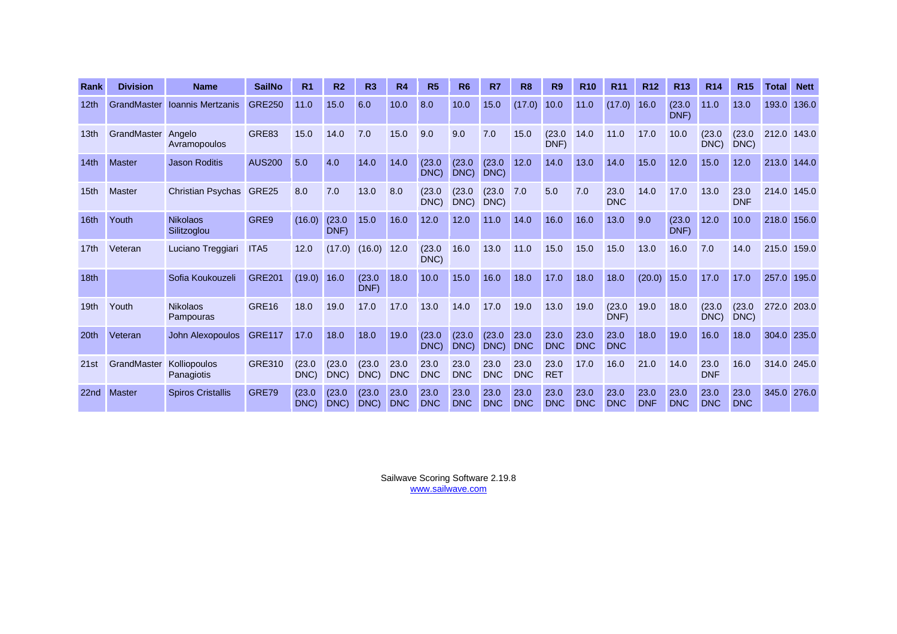| Rank | Division | Name | SailNo | R1 | R2 | R3 | R4 | R5 | R6 | R7 | R8 | R9 | R10 | R11 | R12 | R13 | R14 | R15 | Total | Nett |
|---|---|---|---|---|---|---|---|---|---|---|---|---|---|---|---|---|---|---|---|---|
| 12th | GrandMaster | Ioannis Mertzanis | GRE250 | 11.0 | 15.0 | 6.0 | 10.0 | 8.0 | 10.0 | 15.0 | (17.0) | 10.0 | 11.0 | (17.0) | 16.0 | (23.0 DNF) | 11.0 | 13.0 | 193.0 | 136.0 |
| 13th | GrandMaster | Angelo Avramopoulos | GRE83 | 15.0 | 14.0 | 7.0 | 15.0 | 9.0 | 9.0 | 7.0 | 15.0 | (23.0 DNF) | 14.0 | 11.0 | 17.0 | 10.0 | (23.0 DNC) | (23.0 DNC) | 212.0 | 143.0 |
| 14th | Master | Jason Roditis | AUS200 | 5.0 | 4.0 | 14.0 | 14.0 | (23.0 DNC) | (23.0 DNC) | (23.0 DNC) | 12.0 | 14.0 | 13.0 | 14.0 | 15.0 | 12.0 | 15.0 | 12.0 | 213.0 | 144.0 |
| 15th | Master | Christian Psychas | GRE25 | 8.0 | 7.0 | 13.0 | 8.0 | (23.0 DNC) | (23.0 DNC) | (23.0 DNC) | 7.0 | 5.0 | 7.0 | 23.0 DNC | 14.0 | 17.0 | 13.0 | 23.0 DNF | 214.0 | 145.0 |
| 16th | Youth | Nikolaos Silitzoglou | GRE9 | (16.0) | (23.0 DNF) | 15.0 | 16.0 | 12.0 | 12.0 | 11.0 | 14.0 | 16.0 | 16.0 | 13.0 | 9.0 | (23.0 DNF) | 12.0 | 10.0 | 218.0 | 156.0 |
| 17th | Veteran | Luciano Treggiari | ITA5 | 12.0 | (17.0) | (16.0) | 12.0 | (23.0 DNC) | 16.0 | 13.0 | 11.0 | 15.0 | 15.0 | 15.0 | 13.0 | 16.0 | 7.0 | 14.0 | 215.0 | 159.0 |
| 18th | | Sofia Koukouzeli | GRE201 | (19.0) | 16.0 | (23.0 DNF) | 18.0 | 10.0 | 15.0 | 16.0 | 18.0 | 17.0 | 18.0 | 18.0 | (20.0) | 15.0 | 17.0 | 17.0 | 257.0 | 195.0 |
| 19th | Youth | Nikolaos Pampouras | GRE16 | 18.0 | 19.0 | 17.0 | 17.0 | 13.0 | 14.0 | 17.0 | 19.0 | 13.0 | 19.0 | (23.0 DNF) | 19.0 | 18.0 | (23.0 DNC) | (23.0 DNC) | 272.0 | 203.0 |
| 20th | Veteran | John Alexopoulos | GRE117 | 17.0 | 18.0 | 18.0 | 19.0 | (23.0 DNC) | (23.0 DNC) | (23.0 DNC) | 23.0 DNC | 23.0 DNC | 23.0 DNC | 23.0 DNC | 18.0 | 19.0 | 16.0 | 18.0 | 304.0 | 235.0 |
| 21st | GrandMaster | Kolliopoulos Panagiotis | GRE310 | (23.0 DNC) | (23.0 DNC) | (23.0 DNC) | 23.0 DNC | 23.0 DNC | 23.0 DNC | 23.0 DNC | 23.0 DNC | 23.0 RET | 17.0 | 16.0 | 21.0 | 14.0 | 23.0 DNF | 16.0 | 314.0 | 245.0 |
| 22nd | Master | Spiros Cristallis | GRE79 | (23.0 DNC) | (23.0 DNC) | (23.0 DNC) | 23.0 DNC | 23.0 DNC | 23.0 DNC | 23.0 DNC | 23.0 DNC | 23.0 DNC | 23.0 DNC | 23.0 DNC | 23.0 DNF | 23.0 DNC | 23.0 DNC | 23.0 DNC | 345.0 | 276.0 |

Sailwave Scoring Software 2.19.8
www.sailwave.com